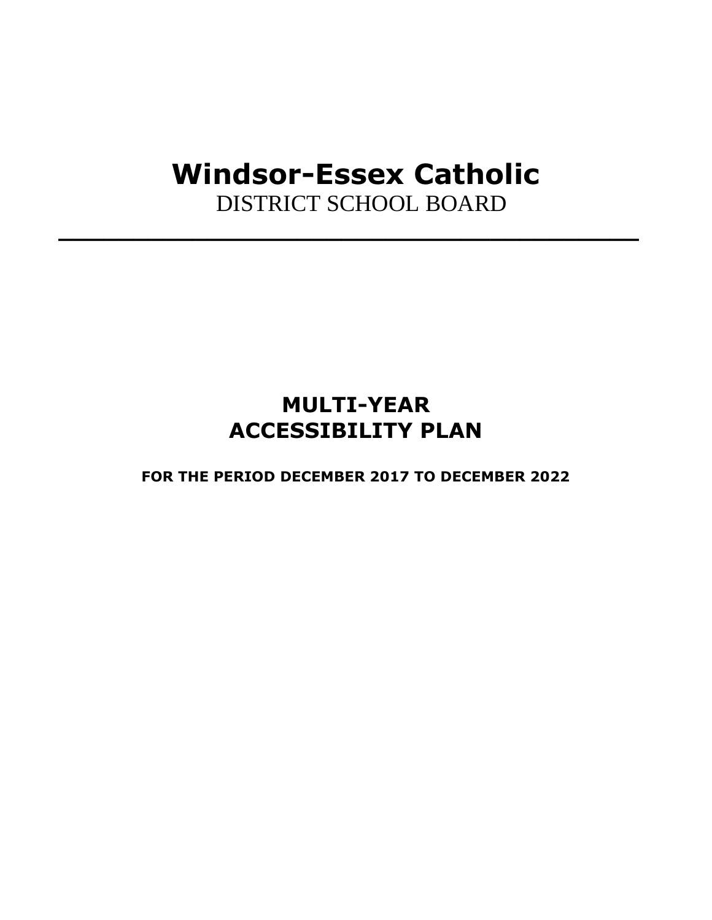# Windsor-Essex Catholic

DISTRICT SCHOOL BOARD

---

## MULTI-YEAR ACCESSIBILITY PLAN

**FOR THE PERIOD DECEMBER 2017 TO DECEMBER 2022**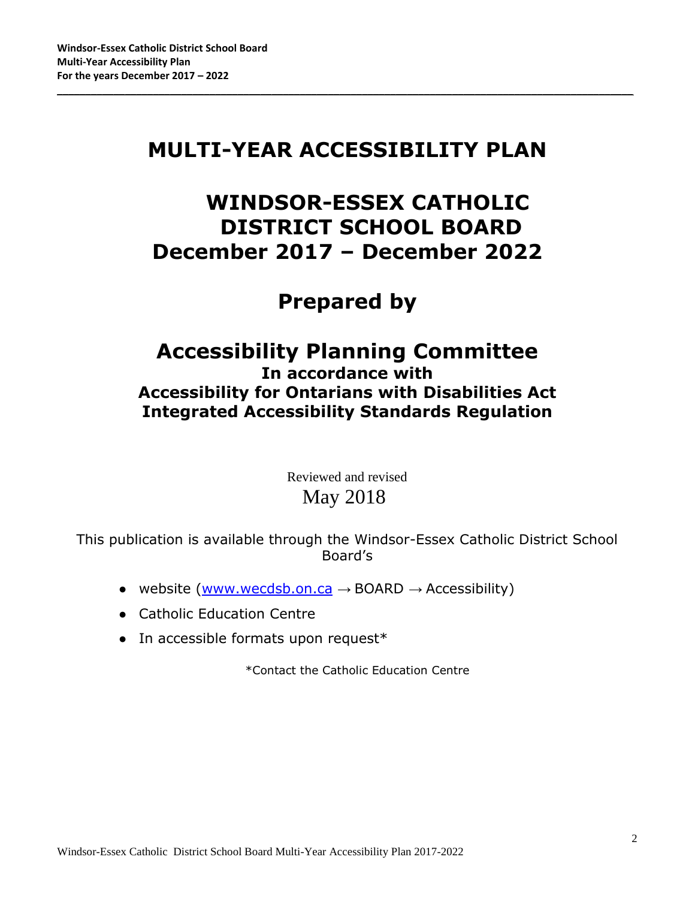# MULTI-YEAR ACCESSIBILITY PLAN

# WINDSOR-ESSEX CATHOLIC DISTRICT SCHOOL BOARD December 2017 – December 2022

## Prepared by

## Accessibility Planning Committee

**In accordance with**
**Accessibility for Ontarians with Disabilities Act**
**Integrated Accessibility Standards Regulation**

Reviewed and revised
May 2018

This publication is available through the Windsor-Essex Catholic District School Board's

- website (www.wecdsb.on.ca → BOARD → Accessibility)
- Catholic Education Centre
- In accessible formats upon request*

*Contact the Catholic Education Centre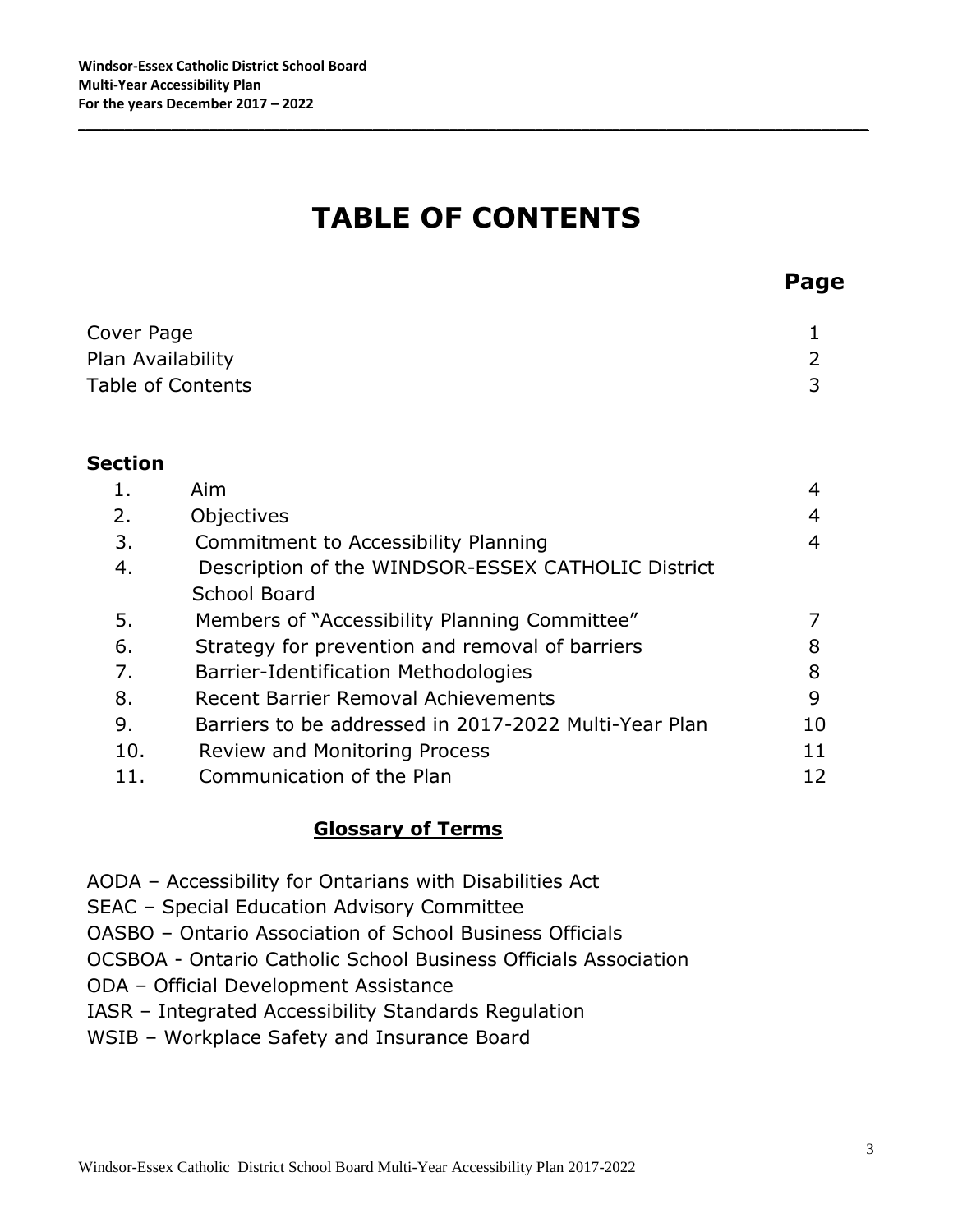# TABLE OF CONTENTS

| | | Page |
|---|---|---|
| Cover Page | | 1 |
| Plan Availability | | 2 |
| Table of Contents | | 3 |

**Section**

| | | |
|---|---|---|
| 1. | Aim | 4 |
| 2. | Objectives | 4 |
| 3. | Commitment to Accessibility Planning | 4 |
| 4. | Description of the WINDSOR-ESSEX CATHOLIC District School Board | |
| 5. | Members of "Accessibility Planning Committee" | 7 |
| 6. | Strategy for prevention and removal of barriers | 8 |
| 7. | Barrier-Identification Methodologies | 8 |
| 8. | Recent Barrier Removal Achievements | 9 |
| 9. | Barriers to be addressed in 2017-2022 Multi-Year Plan | 10 |
| 10. | Review and Monitoring Process | 11 |
| 11. | Communication of the Plan | 12 |

## Glossary of Terms

AODA – Accessibility for Ontarians with Disabilities Act
SEAC – Special Education Advisory Committee
OASBO – Ontario Association of School Business Officials
OCSBOA - Ontario Catholic School Business Officials Association
ODA – Official Development Assistance
IASR – Integrated Accessibility Standards Regulation
WSIB – Workplace Safety and Insurance Board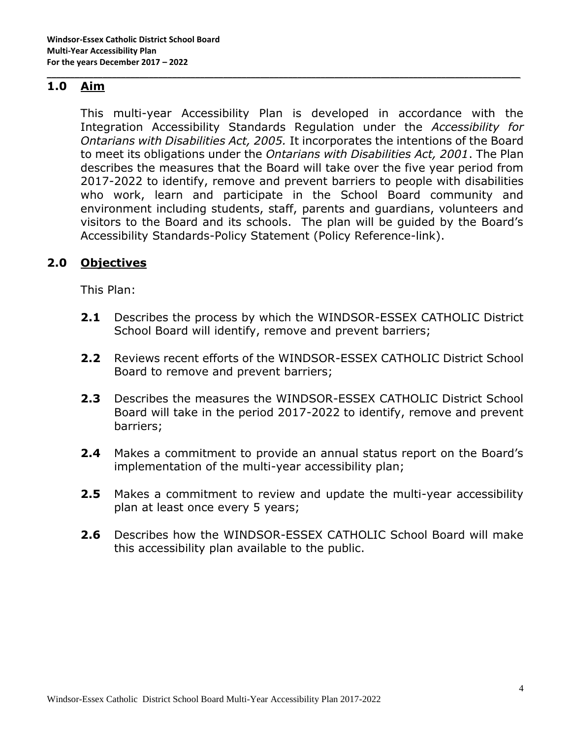## 1.0 Aim

This multi-year Accessibility Plan is developed in accordance with the Integration Accessibility Standards Regulation under the *Accessibility for Ontarians with Disabilities Act, 2005.* It incorporates the intentions of the Board to meet its obligations under the *Ontarians with Disabilities Act, 2001*. The Plan describes the measures that the Board will take over the five year period from 2017-2022 to identify, remove and prevent barriers to people with disabilities who work, learn and participate in the School Board community and environment including students, staff, parents and guardians, volunteers and visitors to the Board and its schools. The plan will be guided by the Board's Accessibility Standards-Policy Statement (Policy Reference-link).

## 2.0 Objectives

This Plan:

**2.1** Describes the process by which the WINDSOR-ESSEX CATHOLIC District School Board will identify, remove and prevent barriers;

**2.2** Reviews recent efforts of the WINDSOR-ESSEX CATHOLIC District School Board to remove and prevent barriers;

**2.3** Describes the measures the WINDSOR-ESSEX CATHOLIC District School Board will take in the period 2017-2022 to identify, remove and prevent barriers;

**2.4** Makes a commitment to provide an annual status report on the Board's implementation of the multi-year accessibility plan;

**2.5** Makes a commitment to review and update the multi-year accessibility plan at least once every 5 years;

**2.6** Describes how the WINDSOR-ESSEX CATHOLIC School Board will make this accessibility plan available to the public.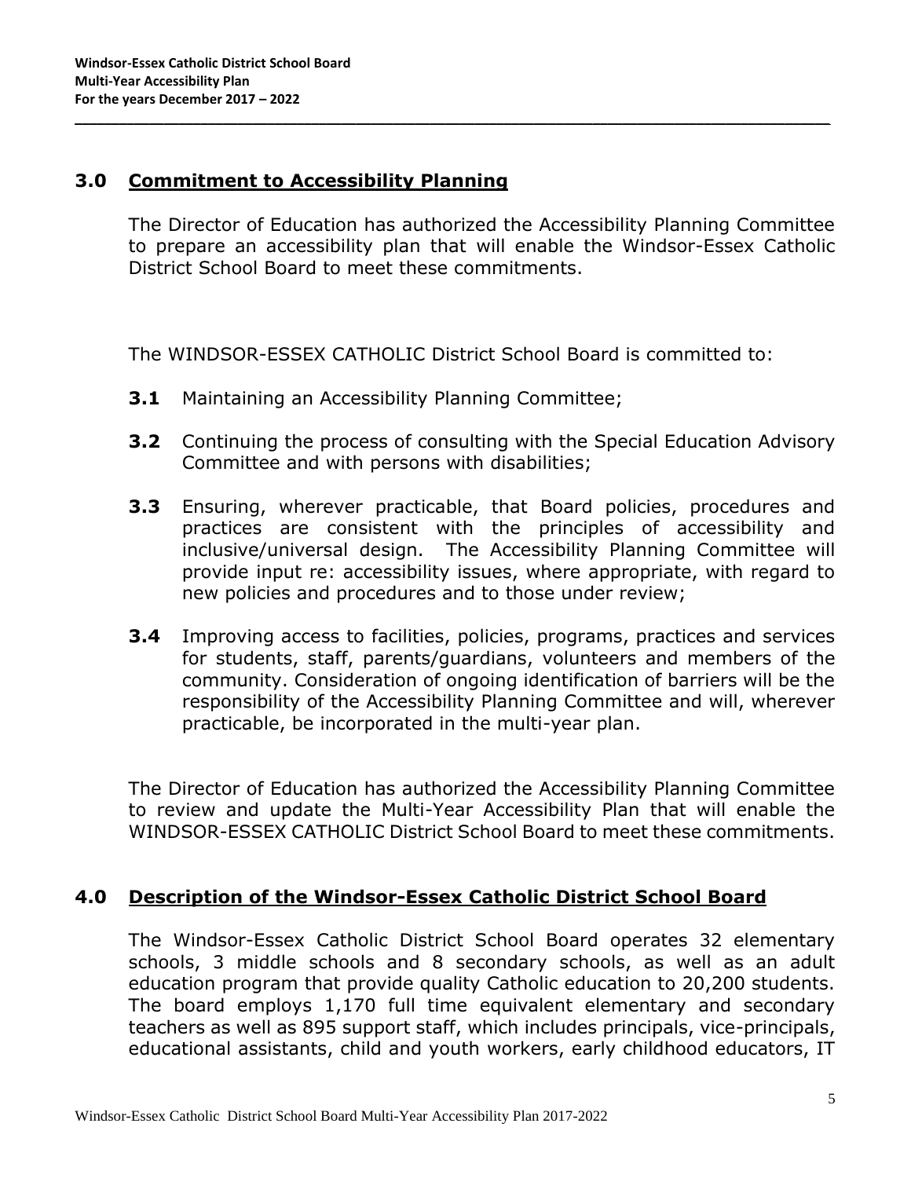## 3.0 Commitment to Accessibility Planning

The Director of Education has authorized the Accessibility Planning Committee to prepare an accessibility plan that will enable the Windsor-Essex Catholic District School Board to meet these commitments.

The WINDSOR-ESSEX CATHOLIC District School Board is committed to:

**3.1** Maintaining an Accessibility Planning Committee;

**3.2** Continuing the process of consulting with the Special Education Advisory Committee and with persons with disabilities;

**3.3** Ensuring, wherever practicable, that Board policies, procedures and practices are consistent with the principles of accessibility and inclusive/universal design. The Accessibility Planning Committee will provide input re: accessibility issues, where appropriate, with regard to new policies and procedures and to those under review;

**3.4** Improving access to facilities, policies, programs, practices and services for students, staff, parents/guardians, volunteers and members of the community. Consideration of ongoing identification of barriers will be the responsibility of the Accessibility Planning Committee and will, wherever practicable, be incorporated in the multi-year plan.

The Director of Education has authorized the Accessibility Planning Committee to review and update the Multi-Year Accessibility Plan that will enable the WINDSOR-ESSEX CATHOLIC District School Board to meet these commitments.

## 4.0 Description of the Windsor-Essex Catholic District School Board

The Windsor-Essex Catholic District School Board operates 32 elementary schools, 3 middle schools and 8 secondary schools, as well as an adult education program that provide quality Catholic education to 20,200 students. The board employs 1,170 full time equivalent elementary and secondary teachers as well as 895 support staff, which includes principals, vice-principals, educational assistants, child and youth workers, early childhood educators, IT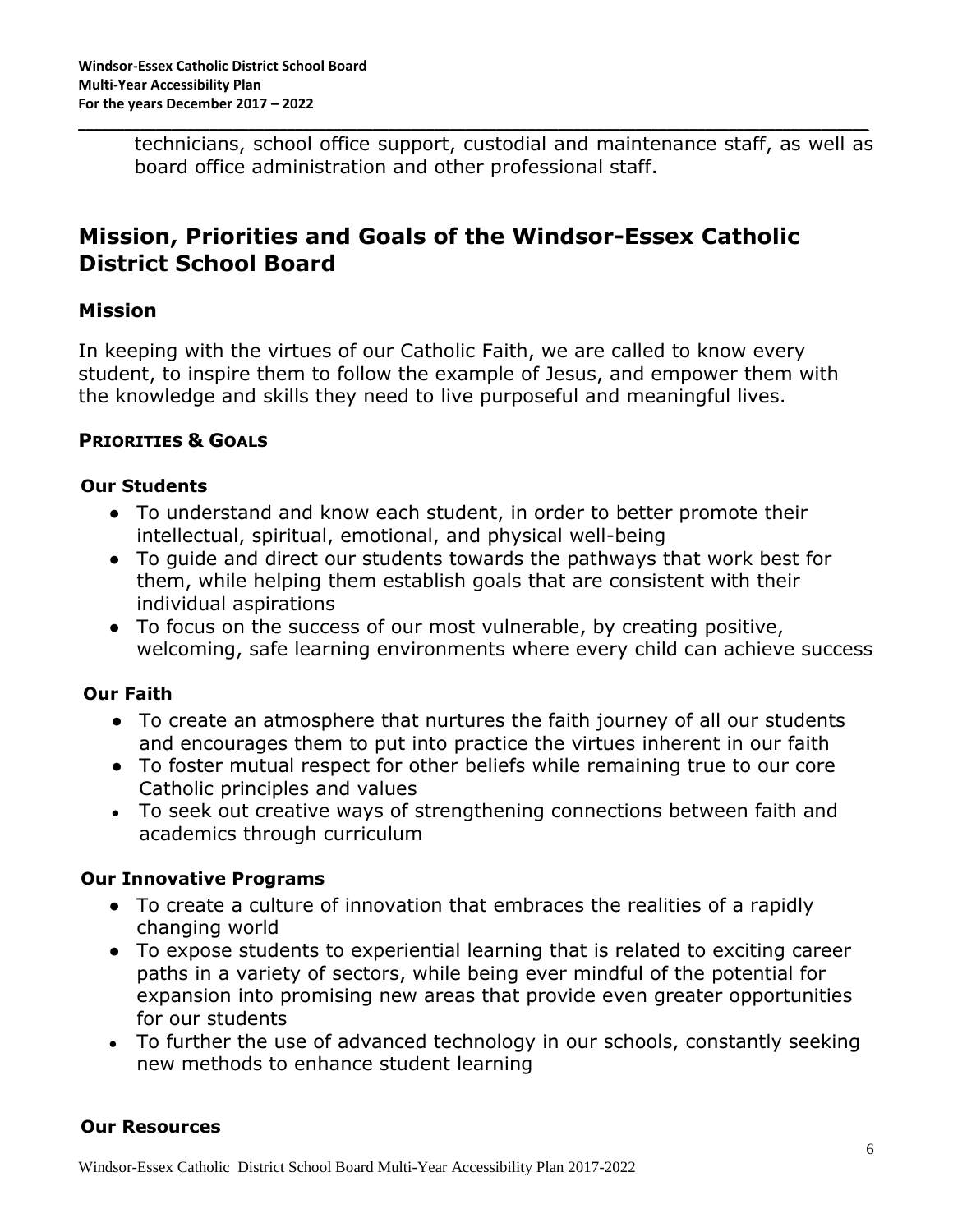technicians, school office support, custodial and maintenance staff, as well as board office administration and other professional staff.

## Mission, Priorities and Goals of the Windsor-Essex Catholic District School Board

### Mission

In keeping with the virtues of our Catholic Faith, we are called to know every student, to inspire them to follow the example of Jesus, and empower them with the knowledge and skills they need to live purposeful and meaningful lives.

### PRIORITIES & GOALS

**Our Students**

- To understand and know each student, in order to better promote their intellectual, spiritual, emotional, and physical well-being
- To guide and direct our students towards the pathways that work best for them, while helping them establish goals that are consistent with their individual aspirations
- To focus on the success of our most vulnerable, by creating positive, welcoming, safe learning environments where every child can achieve success

**Our Faith**

- To create an atmosphere that nurtures the faith journey of all our students and encourages them to put into practice the virtues inherent in our faith
- To foster mutual respect for other beliefs while remaining true to our core Catholic principles and values
- To seek out creative ways of strengthening connections between faith and academics through curriculum

**Our Innovative Programs**

- To create a culture of innovation that embraces the realities of a rapidly changing world
- To expose students to experiential learning that is related to exciting career paths in a variety of sectors, while being ever mindful of the potential for expansion into promising new areas that provide even greater opportunities for our students
- To further the use of advanced technology in our schools, constantly seeking new methods to enhance student learning

**Our Resources**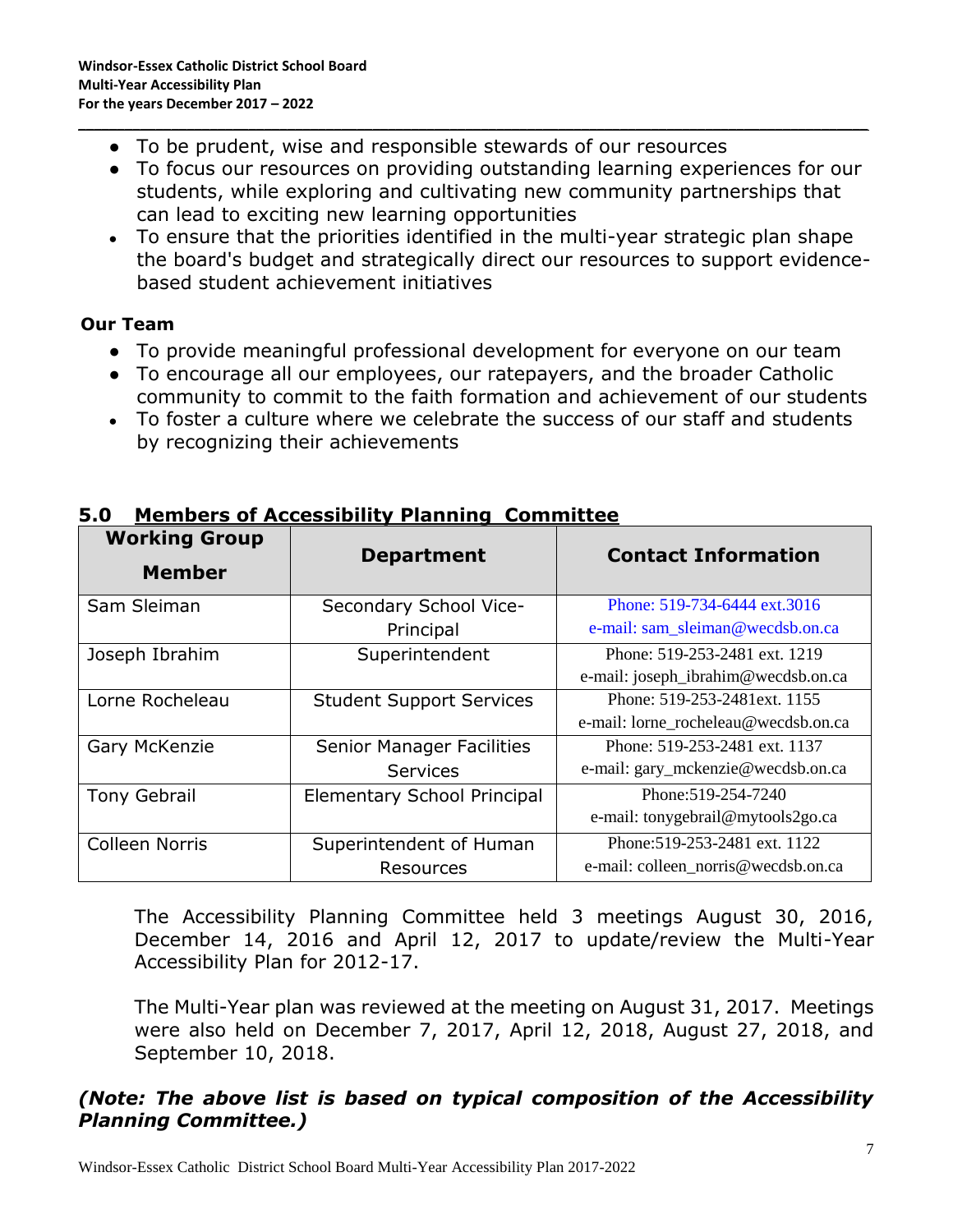- To be prudent, wise and responsible stewards of our resources
- To focus our resources on providing outstanding learning experiences for our students, while exploring and cultivating new community partnerships that can lead to exciting new learning opportunities
- To ensure that the priorities identified in the multi-year strategic plan shape the board's budget and strategically direct our resources to support evidence-based student achievement initiatives

**Our Team**

- To provide meaningful professional development for everyone on our team
- To encourage all our employees, our ratepayers, and the broader Catholic community to commit to the faith formation and achievement of our students
- To foster a culture where we celebrate the success of our staff and students by recognizing their achievements

## 5.0 Members of Accessibility Planning Committee

| Working Group Member | Department | Contact Information |
|---|---|---|
| Sam Sleiman | Secondary School Vice-Principal | Phone: 519-734-6444 ext.3016<br>e-mail: sam_sleiman@wecdsb.on.ca |
| Joseph Ibrahim | Superintendent | Phone: 519-253-2481 ext. 1219<br>e-mail: joseph_ibrahim@wecdsb.on.ca |
| Lorne Rocheleau | Student Support Services | Phone: 519-253-2481ext. 1155<br>e-mail: lorne_rocheleau@wecdsb.on.ca |
| Gary McKenzie | Senior Manager Facilities Services | Phone: 519-253-2481 ext. 1137<br>e-mail: gary_mckenzie@wecdsb.on.ca |
| Tony Gebrail | Elementary School Principal | Phone:519-254-7240<br>e-mail: tonygebrail@mytools2go.ca |
| Colleen Norris | Superintendent of Human Resources | Phone:519-253-2481 ext. 1122<br>e-mail: colleen_norris@wecdsb.on.ca |

The Accessibility Planning Committee held 3 meetings August 30, 2016, December 14, 2016 and April 12, 2017 to update/review the Multi-Year Accessibility Plan for 2012-17.

The Multi-Year plan was reviewed at the meeting on August 31, 2017. Meetings were also held on December 7, 2017, April 12, 2018, August 27, 2018, and September 10, 2018.

***(Note: The above list is based on typical composition of the Accessibility Planning Committee.)***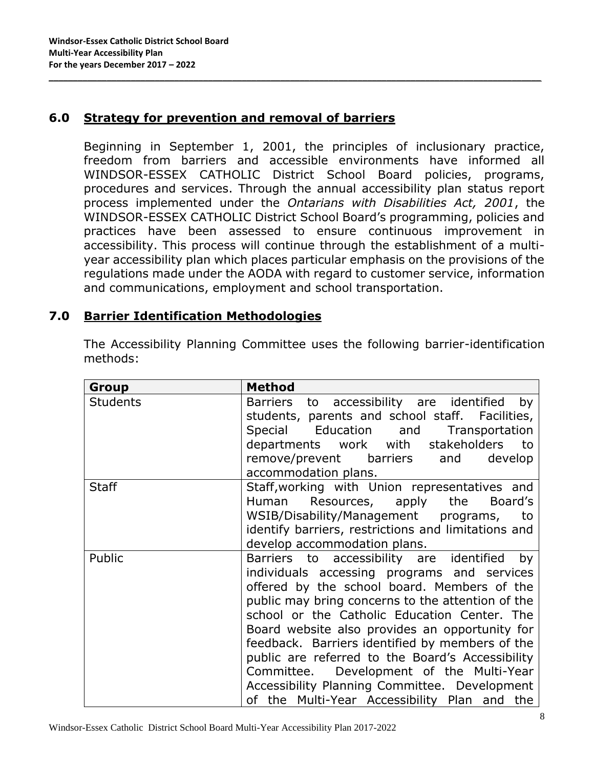## 6.0 Strategy for prevention and removal of barriers

Beginning in September 1, 2001, the principles of inclusionary practice, freedom from barriers and accessible environments have informed all WINDSOR-ESSEX CATHOLIC District School Board policies, programs, procedures and services. Through the annual accessibility plan status report process implemented under the *Ontarians with Disabilities Act, 2001*, the WINDSOR-ESSEX CATHOLIC District School Board's programming, policies and practices have been assessed to ensure continuous improvement in accessibility. This process will continue through the establishment of a multi-year accessibility plan which places particular emphasis on the provisions of the regulations made under the AODA with regard to customer service, information and communications, employment and school transportation.

## 7.0 Barrier Identification Methodologies

The Accessibility Planning Committee uses the following barrier-identification methods:

| Group | Method |
|---|---|
| Students | Barriers to accessibility are identified by students, parents and school staff. Facilities, Special Education and Transportation departments work with stakeholders to remove/prevent barriers and develop accommodation plans. |
| Staff | Staff,working with Union representatives and Human Resources, apply the Board's WSIB/Disability/Management programs, to identify barriers, restrictions and limitations and develop accommodation plans. |
| Public | Barriers to accessibility are identified by individuals accessing programs and services offered by the school board. Members of the public may bring concerns to the attention of the school or the Catholic Education Center. The Board website also provides an opportunity for feedback. Barriers identified by members of the public are referred to the Board's Accessibility Committee. Development of the Multi-Year Accessibility Planning Committee. Development of the Multi-Year Accessibility Plan and the |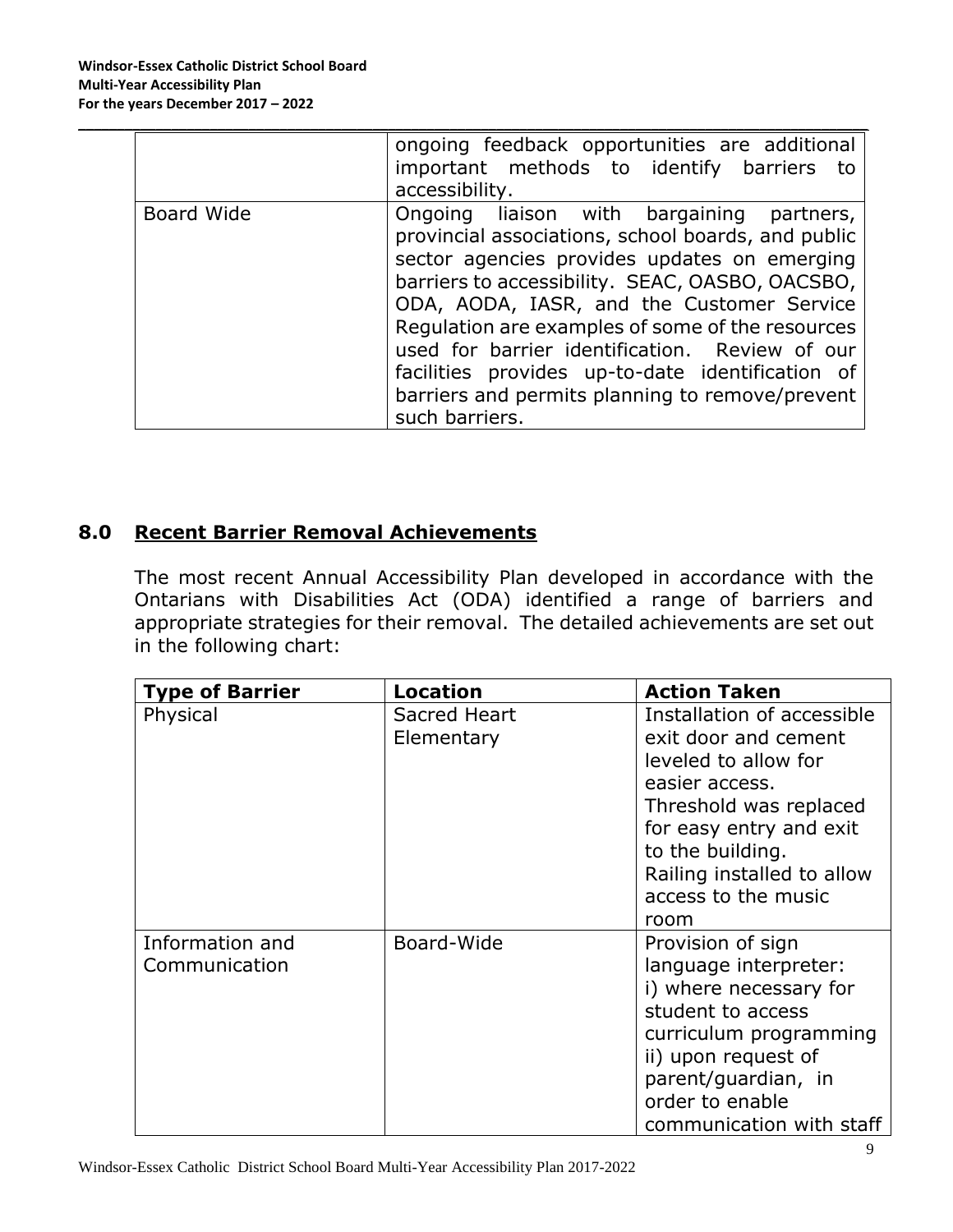| | |
|---|---|
| | ongoing feedback opportunities are additional important methods to identify barriers to accessibility. |
| Board Wide | Ongoing liaison with bargaining partners, provincial associations, school boards, and public sector agencies provides updates on emerging barriers to accessibility. SEAC, OASBO, OACSBO, ODA, AODA, IASR, and the Customer Service Regulation are examples of some of the resources used for barrier identification. Review of our facilities provides up-to-date identification of barriers and permits planning to remove/prevent such barriers. |

## 8.0 Recent Barrier Removal Achievements

The most recent Annual Accessibility Plan developed in accordance with the Ontarians with Disabilities Act (ODA) identified a range of barriers and appropriate strategies for their removal. The detailed achievements are set out in the following chart:

| Type of Barrier | Location | Action Taken |
|---|---|---|
| Physical | Sacred Heart Elementary | Installation of accessible exit door and cement leveled to allow for easier access. Threshold was replaced for easy entry and exit to the building. Railing installed to allow access to the music room |
| Information and Communication | Board-Wide | Provision of sign language interpreter: i) where necessary for student to access curriculum programming ii) upon request of parent/guardian, in order to enable communication with staff |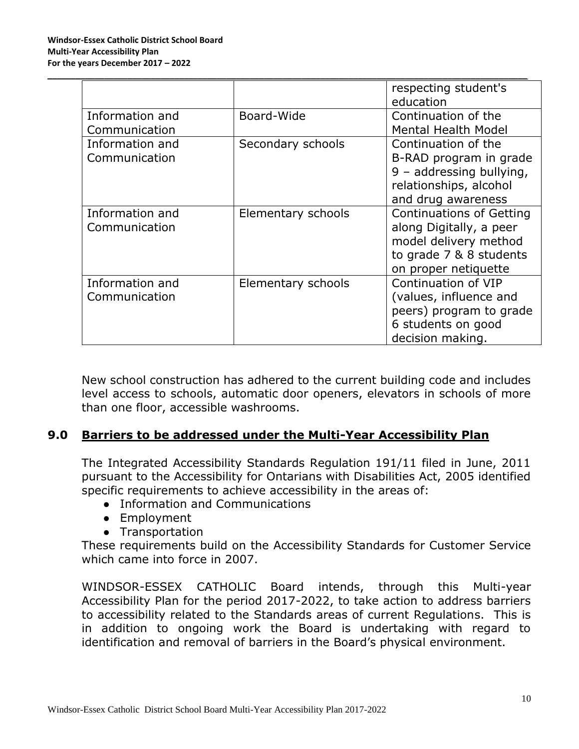| | | respecting student's education |
|---|---|---|
| Information and Communication | Board-Wide | Continuation of the Mental Health Model |
| Information and Communication | Secondary schools | Continuation of the B-RAD program in grade 9 – addressing bullying, relationships, alcohol and drug awareness |
| Information and Communication | Elementary schools | Continuations of Getting along Digitally, a peer model delivery method to grade 7 & 8 students on proper netiquette |
| Information and Communication | Elementary schools | Continuation of VIP (values, influence and peers) program to grade 6 students on good decision making. |

New school construction has adhered to the current building code and includes level access to schools, automatic door openers, elevators in schools of more than one floor, accessible washrooms.

## 9.0 Barriers to be addressed under the Multi-Year Accessibility Plan

The Integrated Accessibility Standards Regulation 191/11 filed in June, 2011 pursuant to the Accessibility for Ontarians with Disabilities Act, 2005 identified specific requirements to achieve accessibility in the areas of:

- Information and Communications
- Employment
- Transportation

These requirements build on the Accessibility Standards for Customer Service which came into force in 2007.

WINDSOR-ESSEX CATHOLIC Board intends, through this Multi-year Accessibility Plan for the period 2017-2022, to take action to address barriers to accessibility related to the Standards areas of current Regulations. This is in addition to ongoing work the Board is undertaking with regard to identification and removal of barriers in the Board's physical environment.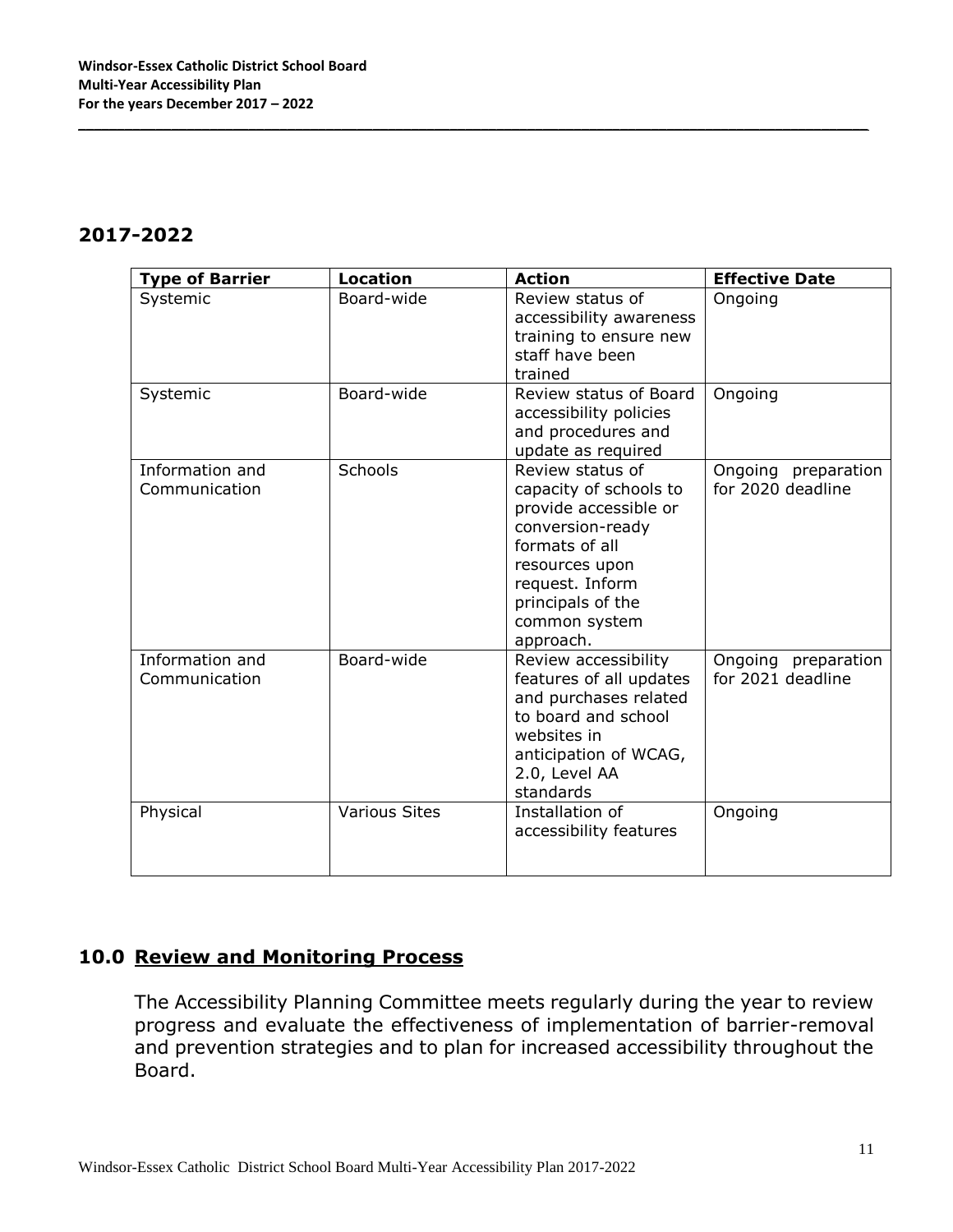## 2017-2022

| Type of Barrier | Location | Action | Effective Date |
|---|---|---|---|
| Systemic | Board-wide | Review status of accessibility awareness training to ensure new staff have been trained | Ongoing |
| Systemic | Board-wide | Review status of Board accessibility policies and procedures and update as required | Ongoing |
| Information and Communication | Schools | Review status of capacity of schools to provide accessible or conversion-ready formats of all resources upon request. Inform principals of the common system approach. | Ongoing preparation for 2020 deadline |
| Information and Communication | Board-wide | Review accessibility features of all updates and purchases related to board and school websites in anticipation of WCAG, 2.0, Level AA standards | Ongoing preparation for 2021 deadline |
| Physical | Various Sites | Installation of accessibility features | Ongoing |

## 10.0 Review and Monitoring Process

The Accessibility Planning Committee meets regularly during the year to review progress and evaluate the effectiveness of implementation of barrier-removal and prevention strategies and to plan for increased accessibility throughout the Board.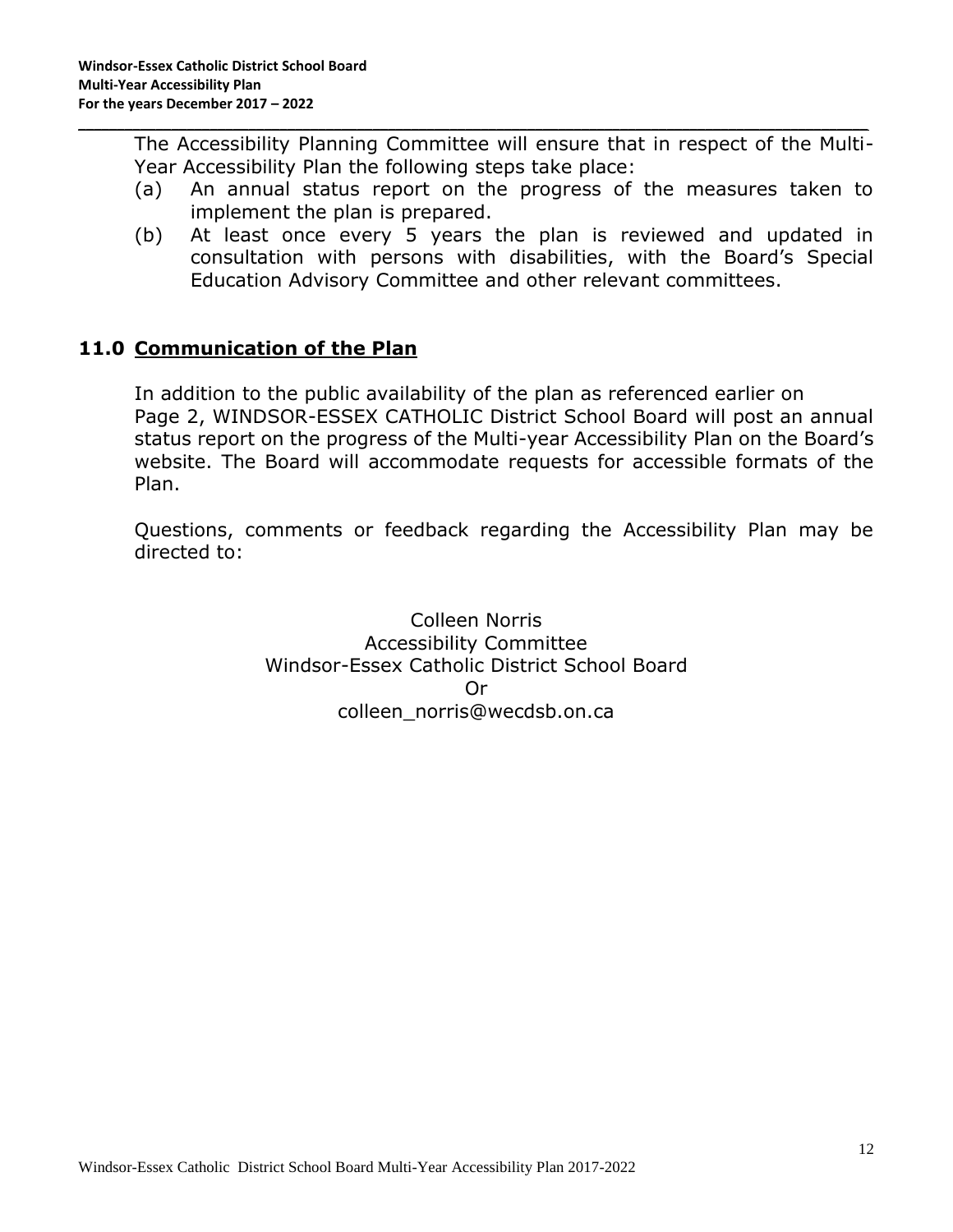The Accessibility Planning Committee will ensure that in respect of the Multi-Year Accessibility Plan the following steps take place:

(a) An annual status report on the progress of the measures taken to implement the plan is prepared.

(b) At least once every 5 years the plan is reviewed and updated in consultation with persons with disabilities, with the Board's Special Education Advisory Committee and other relevant committees.

## 11.0 Communication of the Plan

In addition to the public availability of the plan as referenced earlier on Page 2, WINDSOR-ESSEX CATHOLIC District School Board will post an annual status report on the progress of the Multi-year Accessibility Plan on the Board's website. The Board will accommodate requests for accessible formats of the Plan.

Questions, comments or feedback regarding the Accessibility Plan may be directed to:

Colleen Norris
Accessibility Committee
Windsor-Essex Catholic District School Board
Or
colleen_norris@wecdsb.on.ca